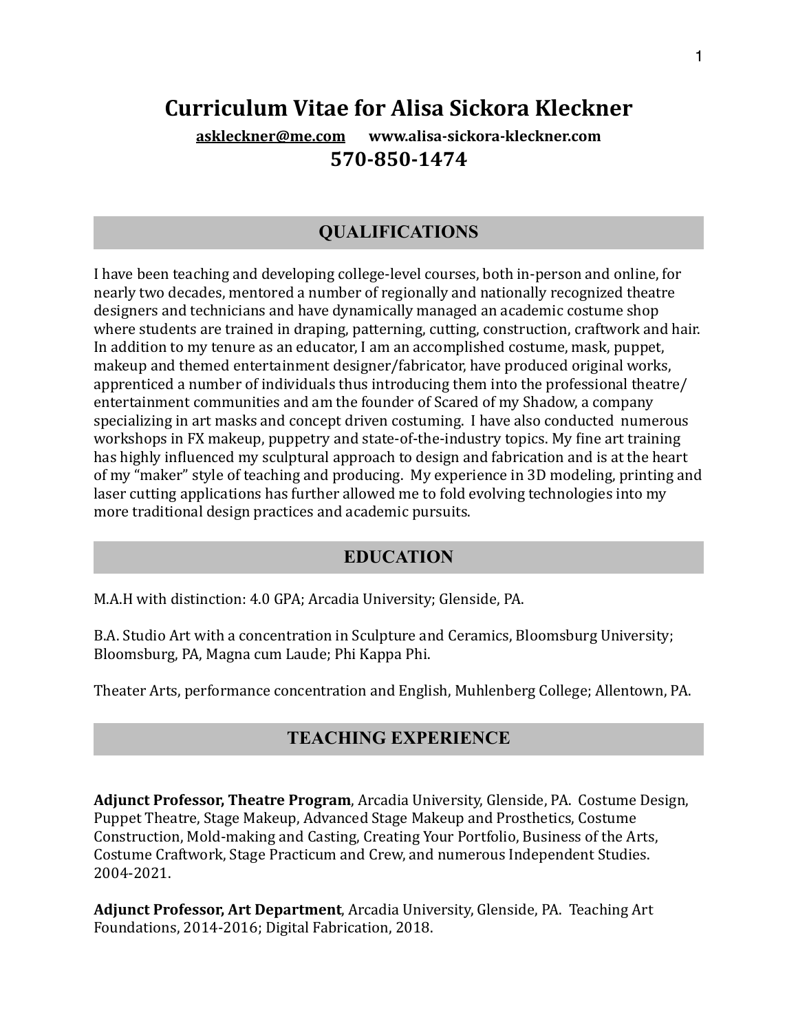# Curriculum Vitae for Alisa Sickora Kleckner

**askleckner@me.com** **www.alisa-sickora-kleckner.com**

**570-850-1474**

## QUALIFICATIONS

I have been teaching and developing college-level courses, both in-person and online, for nearly two decades, mentored a number of regionally and nationally recognized theatre designers and technicians and have dynamically managed an academic costume shop where students are trained in draping, patterning, cutting, construction, craftwork and hair. In addition to my tenure as an educator, I am an accomplished costume, mask, puppet, makeup and themed entertainment designer/fabricator, have produced original works, apprenticed a number of individuals thus introducing them into the professional theatre/entertainment communities and am the founder of Scared of my Shadow, a company specializing in art masks and concept driven costuming. I have also conducted numerous workshops in FX makeup, puppetry and state-of-the-industry topics. My fine art training has highly influenced my sculptural approach to design and fabrication and is at the heart of my "maker" style of teaching and producing. My experience in 3D modeling, printing and laser cutting applications has further allowed me to fold evolving technologies into my more traditional design practices and academic pursuits.

## EDUCATION

M.A.H with distinction: 4.0 GPA; Arcadia University; Glenside, PA.

B.A. Studio Art with a concentration in Sculpture and Ceramics, Bloomsburg University; Bloomsburg, PA, Magna cum Laude; Phi Kappa Phi.

Theater Arts, performance concentration and English, Muhlenberg College; Allentown, PA.

## TEACHING EXPERIENCE

**Adjunct Professor, Theatre Program**, Arcadia University, Glenside, PA. Costume Design, Puppet Theatre, Stage Makeup, Advanced Stage Makeup and Prosthetics, Costume Construction, Mold-making and Casting, Creating Your Portfolio, Business of the Arts, Costume Craftwork, Stage Practicum and Crew, and numerous Independent Studies. 2004-2021.

**Adjunct Professor, Art Department**, Arcadia University, Glenside, PA. Teaching Art Foundations, 2014-2016; Digital Fabrication, 2018.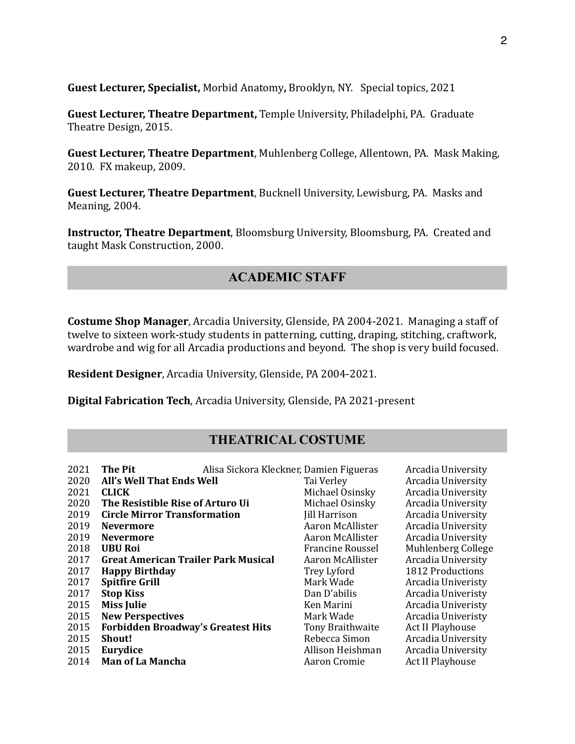**Guest Lecturer, Specialist,** Morbid Anatomy**,** Brooklyn, NY. Special topics, 2021

**Guest Lecturer, Theatre Department,** Temple University, Philadelphi, PA. Graduate Theatre Design, 2015.

**Guest Lecturer, Theatre Department**, Muhlenberg College, Allentown, PA. Mask Making, 2010. FX makeup, 2009.

**Guest Lecturer, Theatre Department**, Bucknell University, Lewisburg, PA. Masks and Meaning, 2004.

**Instructor, Theatre Department**, Bloomsburg University, Bloomsburg, PA. Created and taught Mask Construction, 2000.

## ACADEMIC STAFF

**Costume Shop Manager**, Arcadia University, Glenside, PA 2004-2021. Managing a staff of twelve to sixteen work-study students in patterning, cutting, draping, stitching, craftwork, wardrobe and wig for all Arcadia productions and beyond. The shop is very build focused.

**Resident Designer**, Arcadia University, Glenside, PA 2004-2021.

**Digital Fabrication Tech**, Arcadia University, Glenside, PA 2021-present

## THEATRICAL COSTUME

| Year | Production | Director | Venue |
|---|---|---|---|
| 2021 | **The Pit** | Alisa Sickora Kleckner, Damien Figueras | Arcadia University |
| 2020 | **All's Well That Ends Well** | Tai Verley | Arcadia University |
| 2021 | **CLICK** | Michael Osinsky | Arcadia University |
| 2020 | **The Resistible Rise of Arturo Ui** | Michael Osinsky | Arcadia University |
| 2019 | **Circle Mirror Transformation** | Jill Harrison | Arcadia University |
| 2019 | **Nevermore** | Aaron McAllister | Arcadia University |
| 2019 | **Nevermore** | Aaron McAllister | Arcadia University |
| 2018 | **UBU Roi** | Francine Roussel | Muhlenberg College |
| 2017 | **Great American Trailer Park Musical** | Aaron McAllister | Arcadia University |
| 2017 | **Happy Birthday** | Trey Lyford | 1812 Productions |
| 2017 | **Spitfire Grill** | Mark Wade | Arcadia Univeristy |
| 2017 | **Stop Kiss** | Dan D'abilis | Arcadia Univeristy |
| 2015 | **Miss Julie** | Ken Marini | Arcadia Univeristy |
| 2015 | **New Perspectives** | Mark Wade | Arcadia Univeristy |
| 2015 | **Forbidden Broadway's Greatest Hits** | Tony Braithwaite | Act II Playhouse |
| 2015 | **Shout!** | Rebecca Simon | Arcadia University |
| 2015 | **Eurydice** | Allison Heishman | Arcadia University |
| 2014 | **Man of La Mancha** | Aaron Cromie | Act II Playhouse |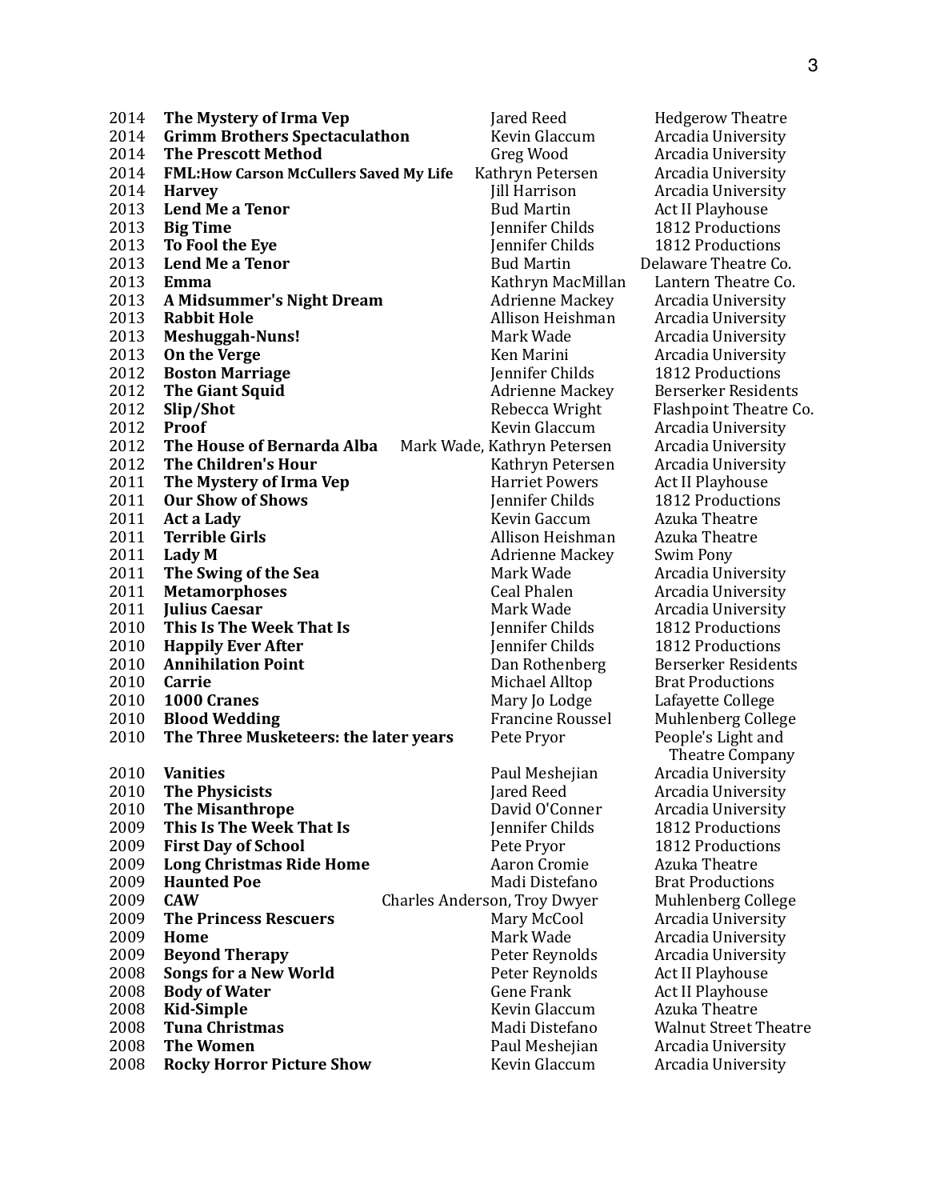| | | | |
|---|---|---|---|
| 2014 | **The Mystery of Irma Vep** | Jared Reed | Hedgerow Theatre |
| 2014 | **Grimm Brothers Spectaculathon** | Kevin Glaccum | Arcadia University |
| 2014 | **The Prescott Method** | Greg Wood | Arcadia University |
| 2014 | **FML:How Carson McCullers Saved My Life** | Kathryn Petersen | Arcadia University |
| 2014 | **Harvey** | Jill Harrison | Arcadia University |
| 2013 | **Lend Me a Tenor** | Bud Martin | Act II Playhouse |
| 2013 | **Big Time** | Jennifer Childs | 1812 Productions |
| 2013 | **To Fool the Eye** | Jennifer Childs | 1812 Productions |
| 2013 | **Lend Me a Tenor** | Bud Martin | Delaware Theatre Co. |
| 2013 | **Emma** | Kathryn MacMillan | Lantern Theatre Co. |
| 2013 | **A Midsummer's Night Dream** | Adrienne Mackey | Arcadia University |
| 2013 | **Rabbit Hole** | Allison Heishman | Arcadia University |
| 2013 | **Meshuggah-Nuns!** | Mark Wade | Arcadia University |
| 2013 | **On the Verge** | Ken Marini | Arcadia University |
| 2012 | **Boston Marriage** | Jennifer Childs | 1812 Productions |
| 2012 | **The Giant Squid** | Adrienne Mackey | Berserker Residents |
| 2012 | **Slip/Shot** | Rebecca Wright | Flashpoint Theatre Co. |
| 2012 | **Proof** | Kevin Glaccum | Arcadia University |
| 2012 | **The House of Bernarda Alba** | Mark Wade, Kathryn Petersen | Arcadia University |
| 2012 | **The Children's Hour** | Kathryn Petersen | Arcadia University |
| 2011 | **The Mystery of Irma Vep** | Harriet Powers | Act II Playhouse |
| 2011 | **Our Show of Shows** | Jennifer Childs | 1812 Productions |
| 2011 | **Act a Lady** | Kevin Gaccum | Azuka Theatre |
| 2011 | **Terrible Girls** | Allison Heishman | Azuka Theatre |
| 2011 | **Lady M** | Adrienne Mackey | Swim Pony |
| 2011 | **The Swing of the Sea** | Mark Wade | Arcadia University |
| 2011 | **Metamorphoses** | Ceal Phalen | Arcadia University |
| 2011 | **Julius Caesar** | Mark Wade | Arcadia University |
| 2010 | **This Is The Week That Is** | Jennifer Childs | 1812 Productions |
| 2010 | **Happily Ever After** | Jennifer Childs | 1812 Productions |
| 2010 | **Annihilation Point** | Dan Rothenberg | Berserker Residents |
| 2010 | **Carrie** | Michael Alltop | Brat Productions |
| 2010 | **1000 Cranes** | Mary Jo Lodge | Lafayette College |
| 2010 | **Blood Wedding** | Francine Roussel | Muhlenberg College |
| 2010 | **The Three Musketeers: the later years** | Pete Pryor | People's Light and Theatre Company |
| 2010 | **Vanities** | Paul Meshejian | Arcadia University |
| 2010 | **The Physicists** | Jared Reed | Arcadia University |
| 2010 | **The Misanthrope** | David O'Conner | Arcadia University |
| 2009 | **This Is The Week That Is** | Jennifer Childs | 1812 Productions |
| 2009 | **First Day of School** | Pete Pryor | 1812 Productions |
| 2009 | **Long Christmas Ride Home** | Aaron Cromie | Azuka Theatre |
| 2009 | **Haunted Poe** | Madi Distefano | Brat Productions |
| 2009 | **CAW** | Charles Anderson, Troy Dwyer | Muhlenberg College |
| 2009 | **The Princess Rescuers** | Mary McCool | Arcadia University |
| 2009 | **Home** | Mark Wade | Arcadia University |
| 2009 | **Beyond Therapy** | Peter Reynolds | Arcadia University |
| 2008 | **Songs for a New World** | Peter Reynolds | Act II Playhouse |
| 2008 | **Body of Water** | Gene Frank | Act II Playhouse |
| 2008 | **Kid-Simple** | Kevin Glaccum | Azuka Theatre |
| 2008 | **Tuna Christmas** | Madi Distefano | Walnut Street Theatre |
| 2008 | **The Women** | Paul Meshejian | Arcadia University |
| 2008 | **Rocky Horror Picture Show** | Kevin Glaccum | Arcadia University |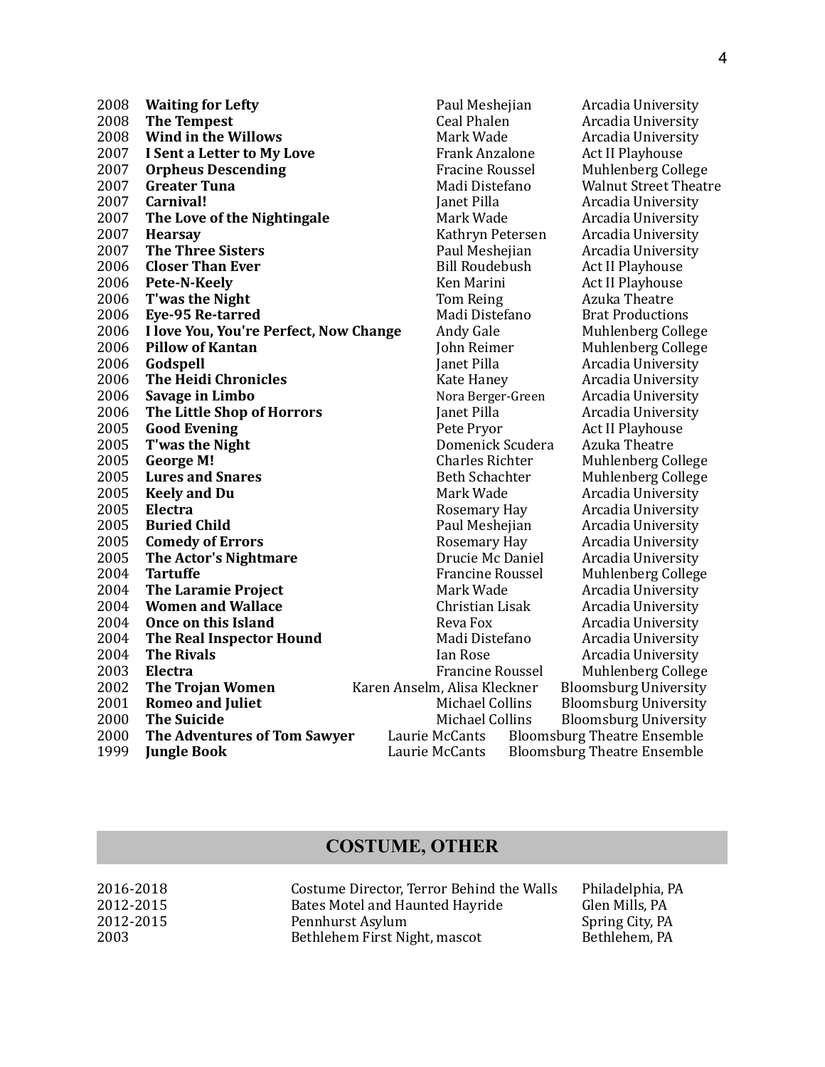| | | | |
|---|---|---|---|
| 2008 | **Waiting for Lefty** | Paul Meshejian | Arcadia University |
| 2008 | **The Tempest** | Ceal Phalen | Arcadia University |
| 2008 | **Wind in the Willows** | Mark Wade | Arcadia University |
| 2007 | **I Sent a Letter to My Love** | Frank Anzalone | Act II Playhouse |
| 2007 | **Orpheus Descending** | Fracine Roussel | Muhlenberg College |
| 2007 | **Greater Tuna** | Madi Distefano | Walnut Street Theatre |
| 2007 | **Carnival!** | Janet Pilla | Arcadia University |
| 2007 | **The Love of the Nightingale** | Mark Wade | Arcadia University |
| 2007 | **Hearsay** | Kathryn Petersen | Arcadia University |
| 2007 | **The Three Sisters** | Paul Meshejian | Arcadia University |
| 2006 | **Closer Than Ever** | Bill Roudebush | Act II Playhouse |
| 2006 | **Pete-N-Keely** | Ken Marini | Act II Playhouse |
| 2006 | **T'was the Night** | Tom Reing | Azuka Theatre |
| 2006 | **Eye-95 Re-tarred** | Madi Distefano | Brat Productions |
| 2006 | **I love You, You're Perfect, Now Change** | Andy Gale | Muhlenberg College |
| 2006 | **Pillow of Kantan** | John Reimer | Muhlenberg College |
| 2006 | **Godspell** | Janet Pilla | Arcadia University |
| 2006 | **The Heidi Chronicles** | Kate Haney | Arcadia University |
| 2006 | **Savage in Limbo** | Nora Berger-Green | Arcadia University |
| 2006 | **The Little Shop of Horrors** | Janet Pilla | Arcadia University |
| 2005 | **Good Evening** | Pete Pryor | Act II Playhouse |
| 2005 | **T'was the Night** | Domenick Scudera | Azuka Theatre |
| 2005 | **George M!** | Charles Richter | Muhlenberg College |
| 2005 | **Lures and Snares** | Beth Schachter | Muhlenberg College |
| 2005 | **Keely and Du** | Mark Wade | Arcadia University |
| 2005 | **Electra** | Rosemary Hay | Arcadia University |
| 2005 | **Buried Child** | Paul Meshejian | Arcadia University |
| 2005 | **Comedy of Errors** | Rosemary Hay | Arcadia University |
| 2005 | **The Actor's Nightmare** | Drucie Mc Daniel | Arcadia University |
| 2004 | **Tartuffe** | Francine Roussel | Muhlenberg College |
| 2004 | **The Laramie Project** | Mark Wade | Arcadia University |
| 2004 | **Women and Wallace** | Christian Lisak | Arcadia University |
| 2004 | **Once on this Island** | Reva Fox | Arcadia University |
| 2004 | **The Real Inspector Hound** | Madi Distefano | Arcadia University |
| 2004 | **The Rivals** | Ian Rose | Arcadia University |
| 2003 | **Electra** | Francine Roussel | Muhlenberg College |
| 2002 | **The Trojan Women** | Karen Anselm, Alisa Kleckner | Bloomsburg University |
| 2001 | **Romeo and Juliet** | Michael Collins | Bloomsburg University |
| 2000 | **The Suicide** | Michael Collins | Bloomsburg University |
| 2000 | **The Adventures of Tom Sawyer** | Laurie McCants | Bloomsburg Theatre Ensemble |
| 1999 | **Jungle Book** | Laurie McCants | Bloomsburg Theatre Ensemble |

## COSTUME, OTHER

| | | |
|---|---|---|
| 2016-2018 | Costume Director, Terror Behind the Walls | Philadelphia, PA |
| 2012-2015 | Bates Motel and Haunted Hayride | Glen Mills, PA |
| 2012-2015 | Pennhurst Asylum | Spring City, PA |
| 2003 | Bethlehem First Night, mascot | Bethlehem, PA |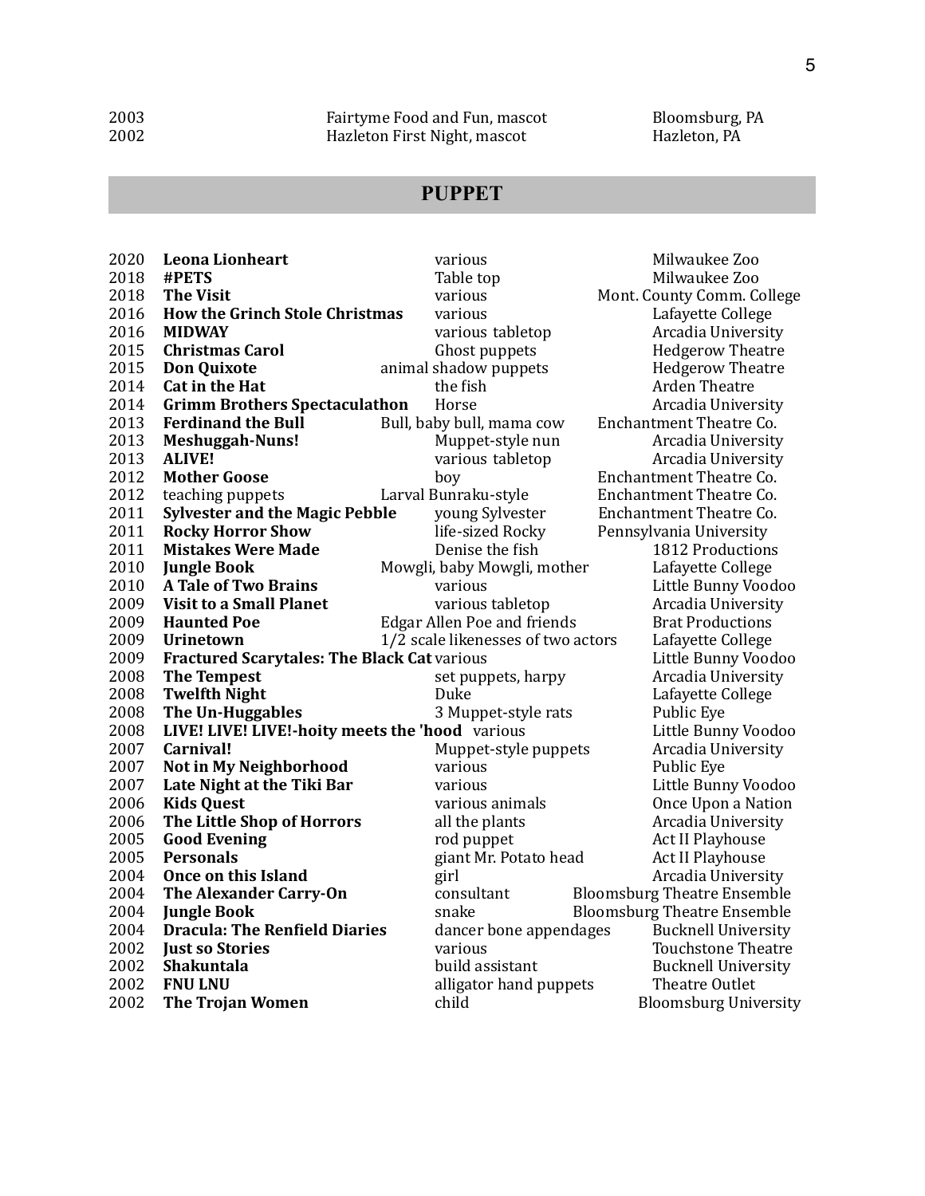| | | |
|---|---|---|
| 2003 | Fairtyme Food and Fun, mascot | Bloomsburg, PA |
| 2002 | Hazleton First Night, mascot | Hazleton, PA |

## PUPPET

| | | | |
|---|---|---|---|
| 2020 | **Leona Lionheart** | various | Milwaukee Zoo |
| 2018 | **#PETS** | Table top | Milwaukee Zoo |
| 2018 | **The Visit** | various | Mont. County Comm. College |
| 2016 | **How the Grinch Stole Christmas** | various | Lafayette College |
| 2016 | **MIDWAY** | various tabletop | Arcadia University |
| 2015 | **Christmas Carol** | Ghost puppets | Hedgerow Theatre |
| 2015 | **Don Quixote** | animal shadow puppets | Hedgerow Theatre |
| 2014 | **Cat in the Hat** | the fish | Arden Theatre |
| 2014 | **Grimm Brothers Spectaculathon** | Horse | Arcadia University |
| 2013 | **Ferdinand the Bull** | Bull, baby bull, mama cow | Enchantment Theatre Co. |
| 2013 | **Meshuggah-Nuns!** | Muppet-style nun | Arcadia University |
| 2013 | **ALIVE!** | various tabletop | Arcadia University |
| 2012 | **Mother Goose** | boy | Enchantment Theatre Co. |
| 2012 | teaching puppets | Larval Bunraku-style | Enchantment Theatre Co. |
| 2011 | **Sylvester and the Magic Pebble** | young Sylvester | Enchantment Theatre Co. |
| 2011 | **Rocky Horror Show** | life-sized Rocky | Pennsylvania University |
| 2011 | **Mistakes Were Made** | Denise the fish | 1812 Productions |
| 2010 | **Jungle Book** | Mowgli, baby Mowgli, mother | Lafayette College |
| 2010 | **A Tale of Two Brains** | various | Little Bunny Voodoo |
| 2009 | **Visit to a Small Planet** | various tabletop | Arcadia University |
| 2009 | **Haunted Poe** | Edgar Allen Poe and friends | Brat Productions |
| 2009 | **Urinetown** | 1/2 scale likenesses of two actors | Lafayette College |
| 2009 | **Fractured Scarytales: The Black Cat** | various | Little Bunny Voodoo |
| 2008 | **The Tempest** | set puppets, harpy | Arcadia University |
| 2008 | **Twelfth Night** | Duke | Lafayette College |
| 2008 | **The Un-Huggables** | 3 Muppet-style rats | Public Eye |
| 2008 | **LIVE! LIVE! LIVE!-hoity meets the 'hood** | various | Little Bunny Voodoo |
| 2007 | **Carnival!** | Muppet-style puppets | Arcadia University |
| 2007 | **Not in My Neighborhood** | various | Public Eye |
| 2007 | **Late Night at the Tiki Bar** | various | Little Bunny Voodoo |
| 2006 | **Kids Quest** | various animals | Once Upon a Nation |
| 2006 | **The Little Shop of Horrors** | all the plants | Arcadia University |
| 2005 | **Good Evening** | rod puppet | Act II Playhouse |
| 2005 | **Personals** | giant Mr. Potato head | Act II Playhouse |
| 2004 | **Once on this Island** | girl | Arcadia University |
| 2004 | **The Alexander Carry-On** | consultant | Bloomsburg Theatre Ensemble |
| 2004 | **Jungle Book** | snake | Bloomsburg Theatre Ensemble |
| 2004 | **Dracula: The Renfield Diaries** | dancer bone appendages | Bucknell University |
| 2002 | **Just so Stories** | various | Touchstone Theatre |
| 2002 | **Shakuntala** | build assistant | Bucknell University |
| 2002 | **FNU LNU** | alligator hand puppets | Theatre Outlet |
| 2002 | **The Trojan Women** | child | Bloomsburg University |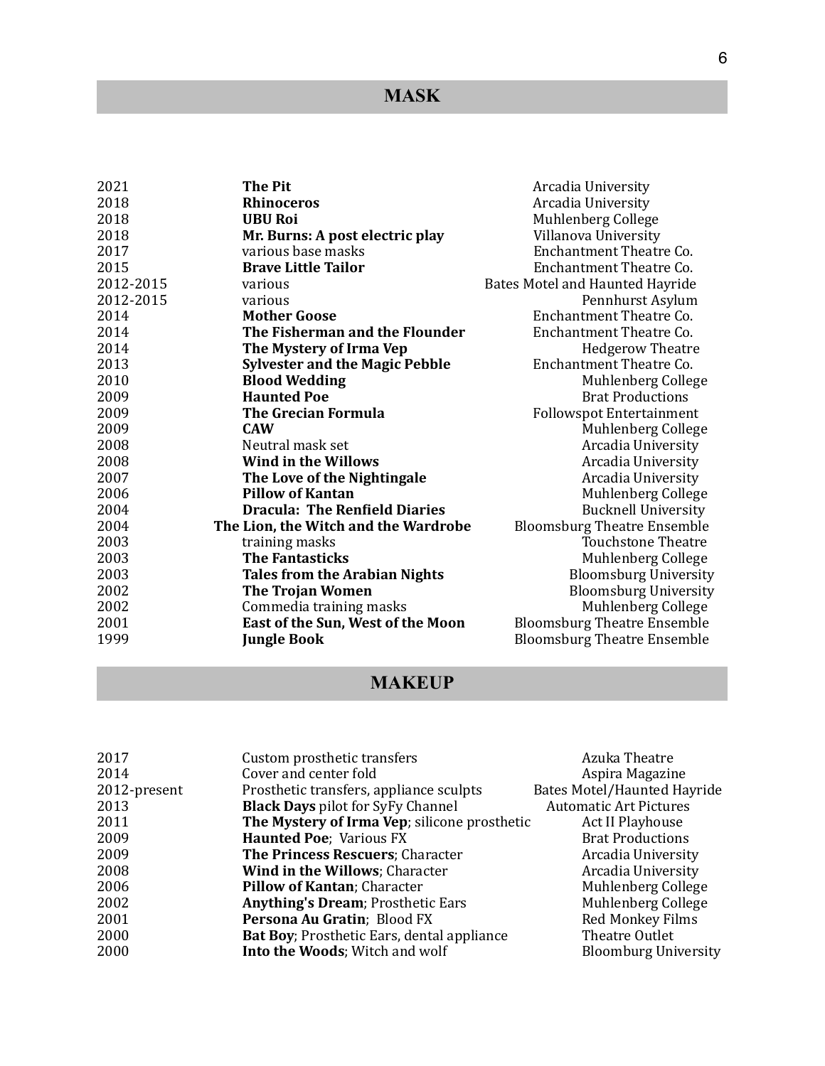## MASK

| | | |
|---|---|---|
| 2021 | **The Pit** | Arcadia University |
| 2018 | **Rhinoceros** | Arcadia University |
| 2018 | **UBU Roi** | Muhlenberg College |
| 2018 | **Mr. Burns: A post electric play** | Villanova University |
| 2017 | various base masks | Enchantment Theatre Co. |
| 2015 | **Brave Little Tailor** | Enchantment Theatre Co. |
| 2012-2015 | various | Bates Motel and Haunted Hayride |
| 2012-2015 | various | Pennhurst Asylum |
| 2014 | **Mother Goose** | Enchantment Theatre Co. |
| 2014 | **The Fisherman and the Flounder** | Enchantment Theatre Co. |
| 2014 | **The Mystery of Irma Vep** | Hedgerow Theatre |
| 2013 | **Sylvester and the Magic Pebble** | Enchantment Theatre Co. |
| 2010 | **Blood Wedding** | Muhlenberg College |
| 2009 | **Haunted Poe** | Brat Productions |
| 2009 | **The Grecian Formula** | Followspot Entertainment |
| 2009 | **CAW** | Muhlenberg College |
| 2008 | Neutral mask set | Arcadia University |
| 2008 | **Wind in the Willows** | Arcadia University |
| 2007 | **The Love of the Nightingale** | Arcadia University |
| 2006 | **Pillow of Kantan** | Muhlenberg College |
| 2004 | **Dracula: The Renfield Diaries** | Bucknell University |
| 2004 | **The Lion, the Witch and the Wardrobe** | Bloomsburg Theatre Ensemble |
| 2003 | training masks | Touchstone Theatre |
| 2003 | **The Fantasticks** | Muhlenberg College |
| 2003 | **Tales from the Arabian Nights** | Bloomsburg University |
| 2002 | **The Trojan Women** | Bloomsburg University |
| 2002 | Commedia training masks | Muhlenberg College |
| 2001 | **East of the Sun, West of the Moon** | Bloomsburg Theatre Ensemble |
| 1999 | **Jungle Book** | Bloomsburg Theatre Ensemble |

## MAKEUP

| | | |
|---|---|---|
| 2017 | Custom prosthetic transfers | Azuka Theatre |
| 2014 | Cover and center fold | Aspira Magazine |
| 2012-present | Prosthetic transfers, appliance sculpts | Bates Motel/Haunted Hayride |
| 2013 | **Black Days** pilot for SyFy Channel | Automatic Art Pictures |
| 2011 | **The Mystery of Irma Vep**; silicone prosthetic | Act II Playhouse |
| 2009 | **Haunted Poe**; Various FX | Brat Productions |
| 2009 | **The Princess Rescuers**; Character | Arcadia University |
| 2008 | **Wind in the Willows**; Character | Arcadia University |
| 2006 | **Pillow of Kantan**; Character | Muhlenberg College |
| 2002 | **Anything's Dream**; Prosthetic Ears | Muhlenberg College |
| 2001 | **Persona Au Gratin**; Blood FX | Red Monkey Films |
| 2000 | **Bat Boy**; Prosthetic Ears, dental appliance | Theatre Outlet |
| 2000 | **Into the Woods**; Witch and wolf | Bloomburg University |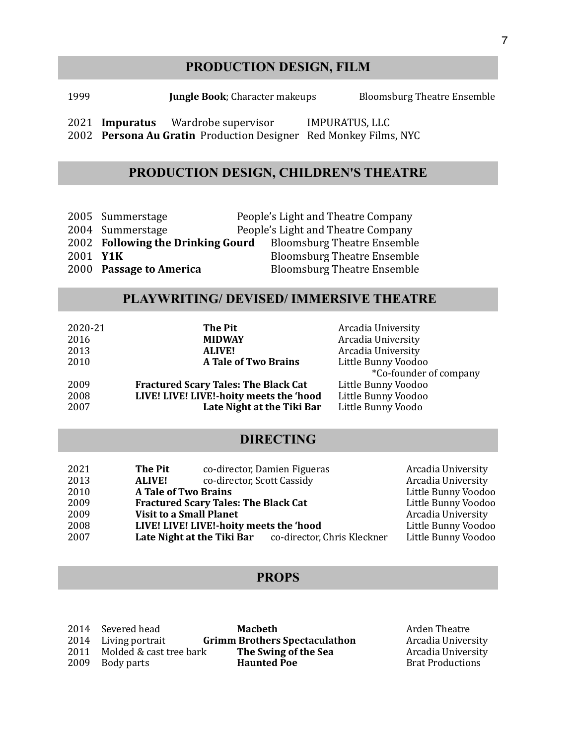## PRODUCTION DESIGN, FILM

| | | | |
|---|---|---|---|
| 1999 | **Jungle Book**; Character makeups | | Bloomsburg Theatre Ensemble |
| 2021 | **Impuratus** | Wardrobe supervisor | IMPURATUS, LLC |
| 2002 | **Persona Au Gratin** | Production Designer | Red Monkey Films, NYC |

## PRODUCTION DESIGN, CHILDREN'S THEATRE

| | | |
|---|---|---|
| 2005 | Summerstage | People's Light and Theatre Company |
| 2004 | Summerstage | People's Light and Theatre Company |
| 2002 | **Following the Drinking Gourd** | Bloomsburg Theatre Ensemble |
| 2001 | **Y1K** | Bloomsburg Theatre Ensemble |
| 2000 | **Passage to America** | Bloomsburg Theatre Ensemble |

## PLAYWRITING/ DEVISED/ IMMERSIVE THEATRE

| | | |
|---|---|---|
| 2020-21 | **The Pit** | Arcadia University |
| 2016 | **MIDWAY** | Arcadia University |
| 2013 | **ALIVE!** | Arcadia University |
| 2010 | **A Tale of Two Brains** | Little Bunny Voodoo *Co-founder of company |
| 2009 | **Fractured Scary Tales: The Black Cat** | Little Bunny Voodoo |
| 2008 | **LIVE! LIVE! LIVE!-hoity meets the 'hood** | Little Bunny Voodoo |
| 2007 | **Late Night at the Tiki Bar** | Little Bunny Voodo |

## DIRECTING

| | | | |
|---|---|---|---|
| 2021 | **The Pit** | co-director, Damien Figueras | Arcadia University |
| 2013 | **ALIVE!** | co-director, Scott Cassidy | Arcadia University |
| 2010 | **A Tale of Two Brains** | | Little Bunny Voodoo |
| 2009 | **Fractured Scary Tales: The Black Cat** | | Little Bunny Voodoo |
| 2009 | **Visit to a Small Planet** | | Arcadia University |
| 2008 | **LIVE! LIVE! LIVE!-hoity meets the 'hood** | | Little Bunny Voodoo |
| 2007 | **Late Night at the Tiki Bar** | co-director, Chris Kleckner | Little Bunny Voodoo |

## PROPS

| | | | |
|---|---|---|---|
| 2014 | Severed head | **Macbeth** | Arden Theatre |
| 2014 | Living portrait | **Grimm Brothers Spectaculathon** | Arcadia University |
| 2011 | Molded & cast tree bark | **The Swing of the Sea** | Arcadia University |
| 2009 | Body parts | **Haunted Poe** | Brat Productions |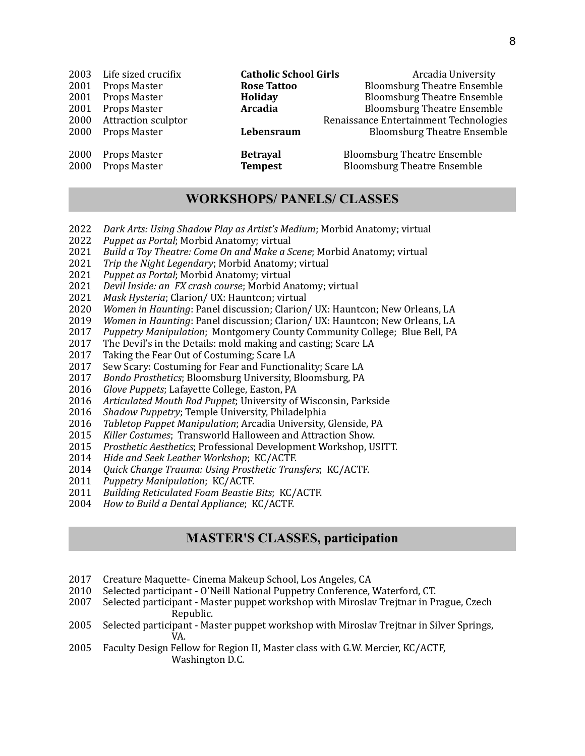| | | | |
|---|---|---|---|
| 2003 | Life sized crucifix | **Catholic School Girls** | Arcadia University |
| 2001 | Props Master | **Rose Tattoo** | Bloomsburg Theatre Ensemble |
| 2001 | Props Master | **Holiday** | Bloomsburg Theatre Ensemble |
| 2001 | Props Master | **Arcadia** | Bloomsburg Theatre Ensemble |
| 2000 | Attraction sculptor | | Renaissance Entertainment Technologies |
| 2000 | Props Master | **Lebensraum** | Bloomsburg Theatre Ensemble |
| 2000 | Props Master | **Betrayal** | Bloomsburg Theatre Ensemble |
| 2000 | Props Master | **Tempest** | Bloomsburg Theatre Ensemble |

## WORKSHOPS/ PANELS/ CLASSES

2022 *Dark Arts: Using Shadow Play as Artist's Medium*; Morbid Anatomy; virtual
2022 *Puppet as Portal*; Morbid Anatomy; virtual
2021 *Build a Toy Theatre: Come On and Make a Scene*; Morbid Anatomy; virtual
2021 *Trip the Night Legendary*; Morbid Anatomy; virtual
2021 *Puppet as Portal*; Morbid Anatomy; virtual
2021 *Devil Inside: an FX crash course*; Morbid Anatomy; virtual
2021 *Mask Hysteria*; Clarion/ UX: Hauntcon; virtual
2020 *Women in Haunting*: Panel discussion; Clarion/ UX: Hauntcon; New Orleans, LA
2019 *Women in Haunting*: Panel discussion; Clarion/ UX: Hauntcon; New Orleans, LA
2017 *Puppetry Manipulation*; Montgomery County Community College; Blue Bell, PA
2017 The Devil's in the Details: mold making and casting; Scare LA
2017 Taking the Fear Out of Costuming; Scare LA
2017 Sew Scary: Costuming for Fear and Functionality; Scare LA
2017 *Bondo Prosthetics*; Bloomsburg University, Bloomsburg, PA
2016 *Glove Puppets*; Lafayette College, Easton, PA
2016 *Articulated Mouth Rod Puppet*; University of Wisconsin, Parkside
2016 *Shadow Puppetry*; Temple University, Philadelphia
2016 *Tabletop Puppet Manipulation*; Arcadia University, Glenside, PA
2015 *Killer Costumes*; Transworld Halloween and Attraction Show.
2015 *Prosthetic Aesthetics*; Professional Development Workshop, USITT.
2014 *Hide and Seek Leather Workshop*; KC/ACTF.
2014 *Quick Change Trauma: Using Prosthetic Transfers*; KC/ACTF.
2011 *Puppetry Manipulation*; KC/ACTF.
2011 *Building Reticulated Foam Beastie Bits*; KC/ACTF.
2004 *How to Build a Dental Appliance*; KC/ACTF.

## MASTER'S CLASSES, participation

2017 Creature Maquette- Cinema Makeup School, Los Angeles, CA
2010 Selected participant - O'Neill National Puppetry Conference, Waterford, CT.
2007 Selected participant - Master puppet workshop with Miroslav Trejtnar in Prague, Czech Republic.
2005 Selected participant - Master puppet workshop with Miroslav Trejtnar in Silver Springs, VA.
2005 Faculty Design Fellow for Region II, Master class with G.W. Mercier, KC/ACTF, Washington D.C.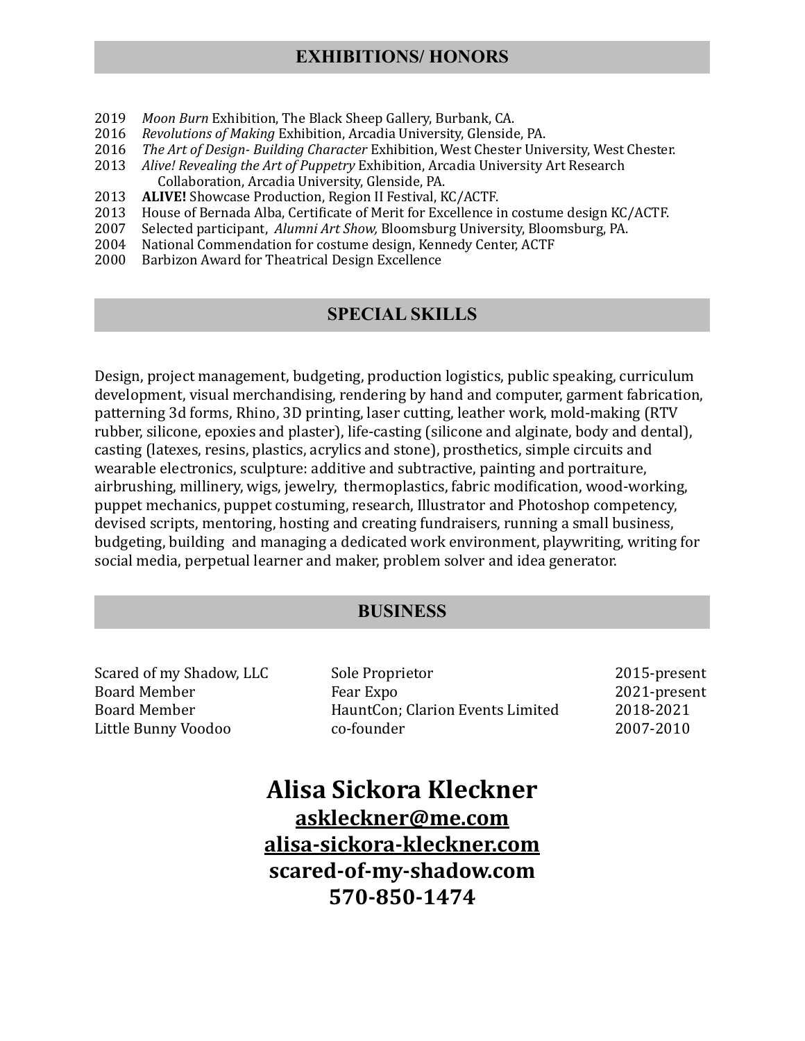## EXHIBITIONS/ HONORS

2019 *Moon Burn* Exhibition, The Black Sheep Gallery, Burbank, CA.
2016 *Revolutions of Making* Exhibition, Arcadia University, Glenside, PA.
2016 *The Art of Design- Building Character* Exhibition, West Chester University, West Chester.
2013 *Alive! Revealing the Art of Puppetry* Exhibition, Arcadia University Art Research Collaboration, Arcadia University, Glenside, PA.
2013 **ALIVE!** Showcase Production, Region II Festival, KC/ACTF.
2013 House of Bernada Alba, Certificate of Merit for Excellence in costume design KC/ACTF.
2007 Selected participant, *Alumni Art Show,* Bloomsburg University, Bloomsburg, PA.
2004 National Commendation for costume design, Kennedy Center, ACTF
2000 Barbizon Award for Theatrical Design Excellence

## SPECIAL SKILLS

Design, project management, budgeting, production logistics, public speaking, curriculum development, visual merchandising, rendering by hand and computer, garment fabrication, patterning 3d forms, Rhino, 3D printing, laser cutting, leather work, mold-making (RTV rubber, silicone, epoxies and plaster), life-casting (silicone and alginate, body and dental), casting (latexes, resins, plastics, acrylics and stone), prosthetics, simple circuits and wearable electronics, sculpture: additive and subtractive, painting and portraiture, airbrushing, millinery, wigs, jewelry, thermoplastics, fabric modification, wood-working, puppet mechanics, puppet costuming, research, Illustrator and Photoshop competency, devised scripts, mentoring, hosting and creating fundraisers, running a small business, budgeting, building and managing a dedicated work environment, playwriting, writing for social media, perpetual learner and maker, problem solver and idea generator.

## BUSINESS

| | | |
|---|---|---|
| Scared of my Shadow, LLC | Sole Proprietor | 2015-present |
| Board Member | Fear Expo | 2021-present |
| Board Member | HauntCon; Clarion Events Limited | 2018-2021 |
| Little Bunny Voodoo | co-founder | 2007-2010 |

# Alisa Sickora Kleckner

**askleckner@me.com**
**alisa-sickora-kleckner.com**
**scared-of-my-shadow.com**
**570-850-1474**